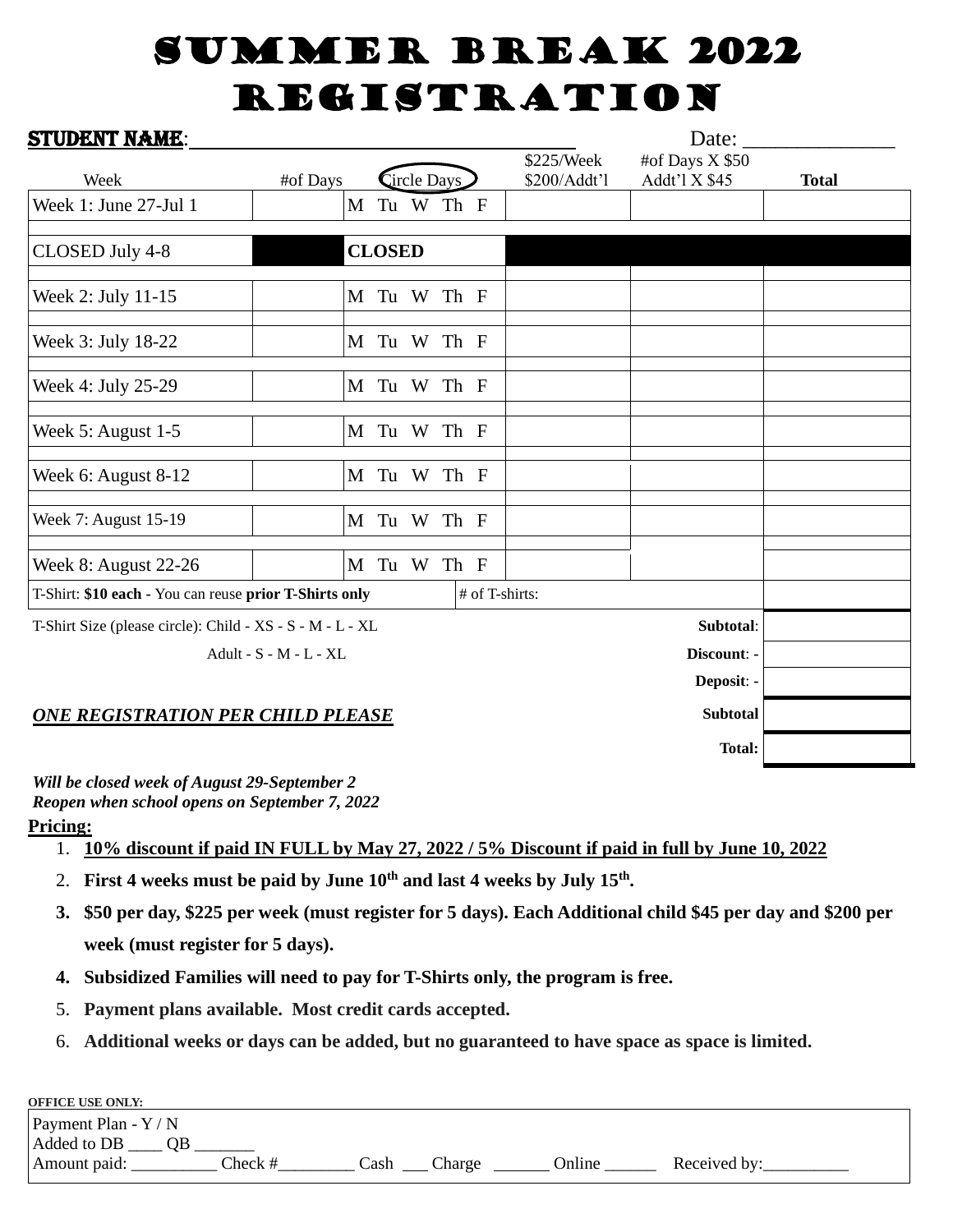# SUMMER BREAK 2022 REGISTRATION

**STUDENT NAME**:_________________________________ Date: ______________

| Week | #of Days | Circle Days | $225/Week $200/Addt'l | #of Days X $50 Addt'l X $45 | Total |
|---|---|---|---|---|---|
| Week 1: June 27-Jul 1 | | M Tu W Th F | | | |
| CLOSED July 4-8 | | **CLOSED** | | | |
| Week 2: July 11-15 | | M Tu W Th F | | | |
| Week 3: July 18-22 | | M Tu W Th F | | | |
| Week 4: July 25-29 | | M Tu W Th F | | | |
| Week 5: August 1-5 | | M Tu W Th F | | | |
| Week 6: August 8-12 | | M Tu W Th F | | | |
| Week 7: August 15-19 | | M Tu W Th F | | | |
| Week 8: August 22-26 | | M Tu W Th F | | | |
| T-Shirt: **$10 each -** You can reuse **prior T-Shirts only** | | # of T-shirts: | | | |

T-Shirt Size (please circle): Child - XS - S - M - L - XL

Adult - S - M - L - XL

| | |
|---|---|
| **Subtotal**: | |
| **Discount**: - | |
| **Deposit**: - | |
| **Subtotal** | |
| **Total:** | |

***ONE REGISTRATION PER CHILD PLEASE***

***Will be closed week of August 29-September 2***
***Reopen when school opens on September 7, 2022***

**Pricing:**

1. **10% discount if paid IN FULL by May 27, 2022 / 5% Discount if paid in full by June 10, 2022**
2. **First 4 weeks must be paid by June 10th and last 4 weeks by July 15th.**
3. **$50 per day, $225 per week (must register for 5 days). Each Additional child $45 per day and $200 per week (must register for 5 days).**
4. **Subsidized Families will need to pay for T-Shirts only, the program is free.**
5. **Payment plans available. Most credit cards accepted.**
6. **Additional weeks or days can be added, but no guaranteed to have space as space is limited.**

**OFFICE USE ONLY:**

Payment Plan - Y / N
Added to DB ____ QB _______
Amount paid: __________ Check #_________ Cash ___ Charge ______ Online ______ Received by:__________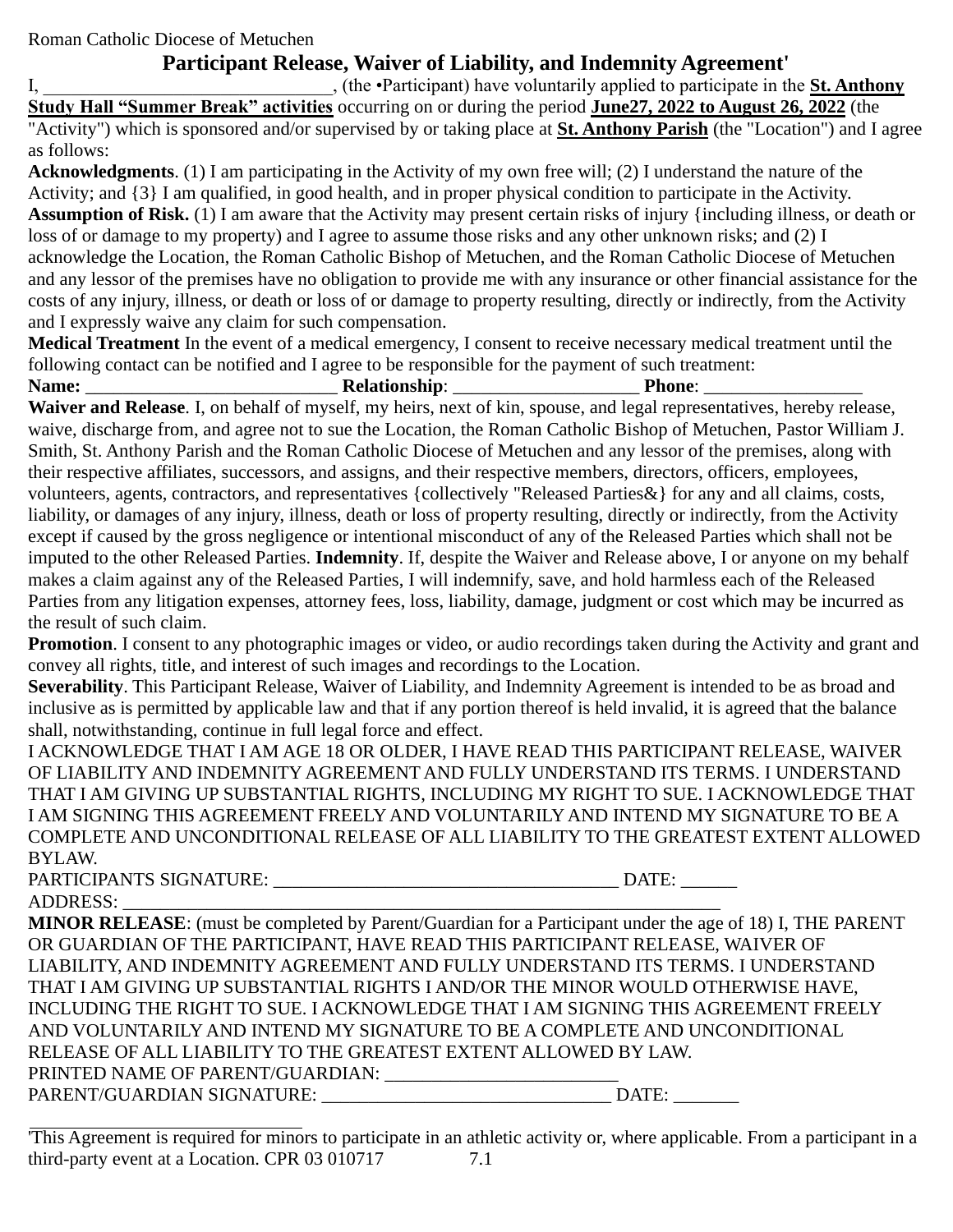Roman Catholic Diocese of Metuchen

## Participant Release, Waiver of Liability, and Indemnity Agreement'

I, ______________________________, (the •Participant) have voluntarily applied to participate in the **St. Anthony Study Hall "Summer Break" activities** occurring on or during the period **June27, 2022 to August 26, 2022** (the "Activity") which is sponsored and/or supervised by or taking place at **St. Anthony Parish** (the "Location") and I agree as follows:

**Acknowledgments**. (1) I am participating in the Activity of my own free will; (2) I understand the nature of the Activity; and {3} I am qualified, in good health, and in proper physical condition to participate in the Activity.

**Assumption of Risk.** (1) I am aware that the Activity may present certain risks of injury {including illness, or death or loss of or damage to my property) and I agree to assume those risks and any other unknown risks; and (2) I acknowledge the Location, the Roman Catholic Bishop of Metuchen, and the Roman Catholic Diocese of Metuchen and any lessor of the premises have no obligation to provide me with any insurance or other financial assistance for the costs of any injury, illness, or death or loss of or damage to property resulting, directly or indirectly, from the Activity and I expressly waive any claim for such compensation.

**Medical Treatment** In the event of a medical emergency, I consent to receive necessary medical treatment until the following contact can be notified and I agree to be responsible for the payment of such treatment:

**Name:** ___________________________ **Relationship**: ____________________ **Phone**: _________________

**Waiver and Release**. I, on behalf of myself, my heirs, next of kin, spouse, and legal representatives, hereby release, waive, discharge from, and agree not to sue the Location, the Roman Catholic Bishop of Metuchen, Pastor William J. Smith, St. Anthony Parish and the Roman Catholic Diocese of Metuchen and any lessor of the premises, along with their respective affiliates, successors, and assigns, and their respective members, directors, officers, employees, volunteers, agents, contractors, and representatives {collectively "Released Parties&} for any and all claims, costs, liability, or damages of any injury, illness, death or loss of property resulting, directly or indirectly, from the Activity except if caused by the gross negligence or intentional misconduct of any of the Released Parties which shall not be imputed to the other Released Parties. **Indemnity**. If, despite the Waiver and Release above, I or anyone on my behalf makes a claim against any of the Released Parties, I will indemnify, save, and hold harmless each of the Released Parties from any litigation expenses, attorney fees, loss, liability, damage, judgment or cost which may be incurred as the result of such claim.

**Promotion**. I consent to any photographic images or video, or audio recordings taken during the Activity and grant and convey all rights, title, and interest of such images and recordings to the Location.

**Severability**. This Participant Release, Waiver of Liability, and Indemnity Agreement is intended to be as broad and inclusive as is permitted by applicable law and that if any portion thereof is held invalid, it is agreed that the balance shall, notwithstanding, continue in full legal force and effect.

I ACKNOWLEDGE THAT I AM AGE 18 OR OLDER, I HAVE READ THIS PARTICIPANT RELEASE, WAIVER OF LIABILITY AND INDEMNITY AGREEMENT AND FULLY UNDERSTAND ITS TERMS. I UNDERSTAND THAT I AM GIVING UP SUBSTANTIAL RIGHTS, INCLUDING MY RIGHT TO SUE. I ACKNOWLEDGE THAT I AM SIGNING THIS AGREEMENT FREELY AND VOLUNTARILY AND INTEND MY SIGNATURE TO BE A COMPLETE AND UNCONDITIONAL RELEASE OF ALL LIABILITY TO THE GREATEST EXTENT ALLOWED BYLAW.

PARTICIPANTS SIGNATURE: ____________________________________ DATE: ______

ADDRESS: _______________________________________________________________

**MINOR RELEASE**: (must be completed by Parent/Guardian for a Participant under the age of 18) I, THE PARENT OR GUARDIAN OF THE PARTICIPANT, HAVE READ THIS PARTICIPANT RELEASE, WAIVER OF LIABILITY, AND INDEMNITY AGREEMENT AND FULLY UNDERSTAND ITS TERMS. I UNDERSTAND THAT I AM GIVING UP SUBSTANTIAL RIGHTS I AND/OR THE MINOR WOULD OTHERWISE HAVE, INCLUDING THE RIGHT TO SUE. I ACKNOWLEDGE THAT I AM SIGNING THIS AGREEMENT FREELY AND VOLUNTARILY AND INTEND MY SIGNATURE TO BE A COMPLETE AND UNCONDITIONAL RELEASE OF ALL LIABILITY TO THE GREATEST EXTENT ALLOWED BY LAW.

PRINTED NAME OF PARENT/GUARDIAN: ________________________

PARENT/GUARDIAN SIGNATURE: ______________________________ DATE: _______

---

'This Agreement is required for minors to participate in an athletic activity or, where applicable. From a participant in a third-party event at a Location. CPR 03 010717 7.1